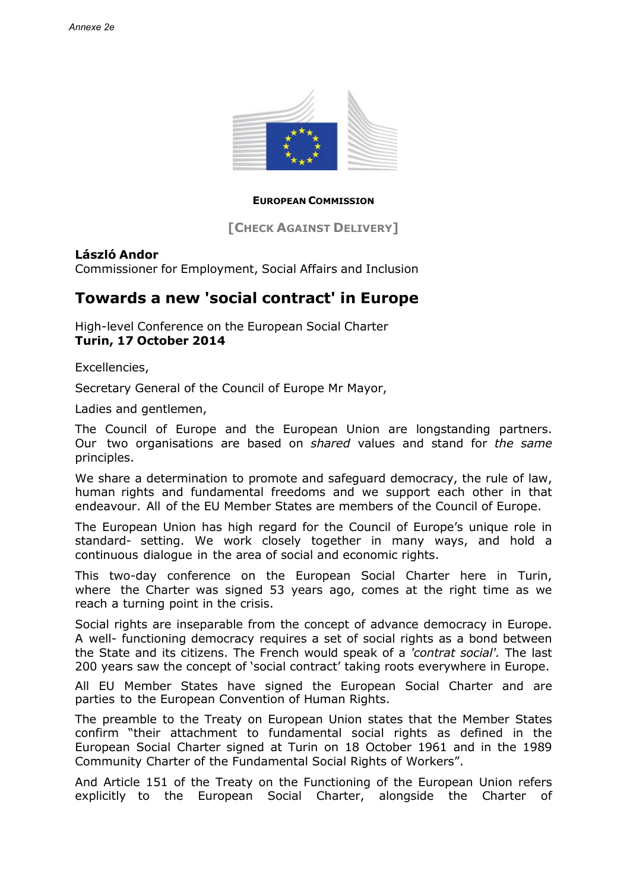*Annexe 2e*

**EUROPEAN COMMISSION**

**[CHECK AGAINST DELIVERY]**

**László Andor**
Commissioner for Employment, Social Affairs and Inclusion

# Towards a new 'social contract' in Europe

High-level Conference on the European Social Charter
**Turin, 17 October 2014**

Excellencies,

Secretary General of the Council of Europe Mr Mayor,

Ladies and gentlemen,

The Council of Europe and the European Union are longstanding partners. Our two organisations are based on *shared* values and stand for *the same* principles.

We share a determination to promote and safeguard democracy, the rule of law, human rights and fundamental freedoms and we support each other in that endeavour. All of the EU Member States are members of the Council of Europe.

The European Union has high regard for the Council of Europe's unique role in standard- setting. We work closely together in many ways, and hold a continuous dialogue in the area of social and economic rights.

This two-day conference on the European Social Charter here in Turin, where the Charter was signed 53 years ago, comes at the right time as we reach a turning point in the crisis.

Social rights are inseparable from the concept of advance democracy in Europe. A well- functioning democracy requires a set of social rights as a bond between the State and its citizens. The French would speak of a *'contrat social'*. The last 200 years saw the concept of 'social contract' taking roots everywhere in Europe.

All EU Member States have signed the European Social Charter and are parties to the European Convention of Human Rights.

The preamble to the Treaty on European Union states that the Member States confirm "their attachment to fundamental social rights as defined in the European Social Charter signed at Turin on 18 October 1961 and in the 1989 Community Charter of the Fundamental Social Rights of Workers".

And Article 151 of the Treaty on the Functioning of the European Union refers explicitly to the European Social Charter, alongside the Charter of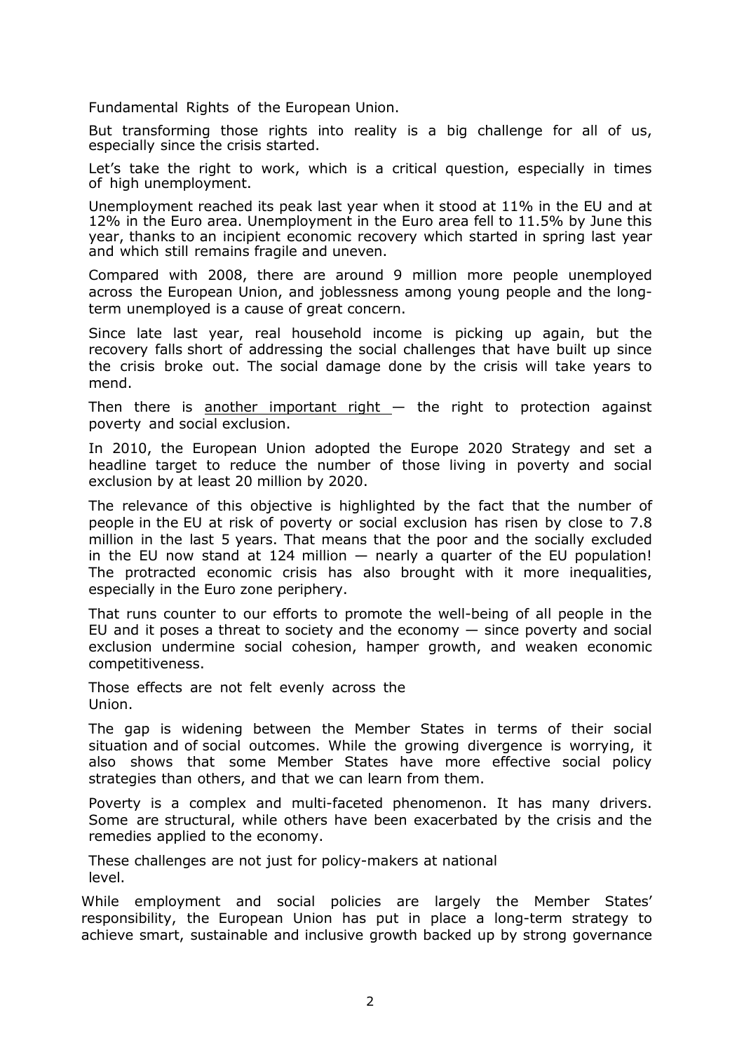Fundamental Rights of the European Union.

But transforming those rights into reality is a big challenge for all of us, especially since the crisis started.

Let's take the right to work, which is a critical question, especially in times of high unemployment.

Unemployment reached its peak last year when it stood at 11% in the EU and at 12% in the Euro area. Unemployment in the Euro area fell to 11.5% by June this year, thanks to an incipient economic recovery which started in spring last year and which still remains fragile and uneven.

Compared with 2008, there are around 9 million more people unemployed across the European Union, and joblessness among young people and the long-term unemployed is a cause of great concern.

Since late last year, real household income is picking up again, but the recovery falls short of addressing the social challenges that have built up since the crisis broke out. The social damage done by the crisis will take years to mend.

Then there is another important right — the right to protection against poverty and social exclusion.

In 2010, the European Union adopted the Europe 2020 Strategy and set a headline target to reduce the number of those living in poverty and social exclusion by at least 20 million by 2020.

The relevance of this objective is highlighted by the fact that the number of people in the EU at risk of poverty or social exclusion has risen by close to 7.8 million in the last 5 years. That means that the poor and the socially excluded in the EU now stand at 124 million — nearly a quarter of the EU population! The protracted economic crisis has also brought with it more inequalities, especially in the Euro zone periphery.

That runs counter to our efforts to promote the well-being of all people in the EU and it poses a threat to society and the economy — since poverty and social exclusion undermine social cohesion, hamper growth, and weaken economic competitiveness.

Those effects are not felt evenly across the Union.

The gap is widening between the Member States in terms of their social situation and of social outcomes. While the growing divergence is worrying, it also shows that some Member States have more effective social policy strategies than others, and that we can learn from them.

Poverty is a complex and multi-faceted phenomenon. It has many drivers. Some are structural, while others have been exacerbated by the crisis and the remedies applied to the economy.

These challenges are not just for policy-makers at national level.

While employment and social policies are largely the Member States' responsibility, the European Union has put in place a long-term strategy to achieve smart, sustainable and inclusive growth backed up by strong governance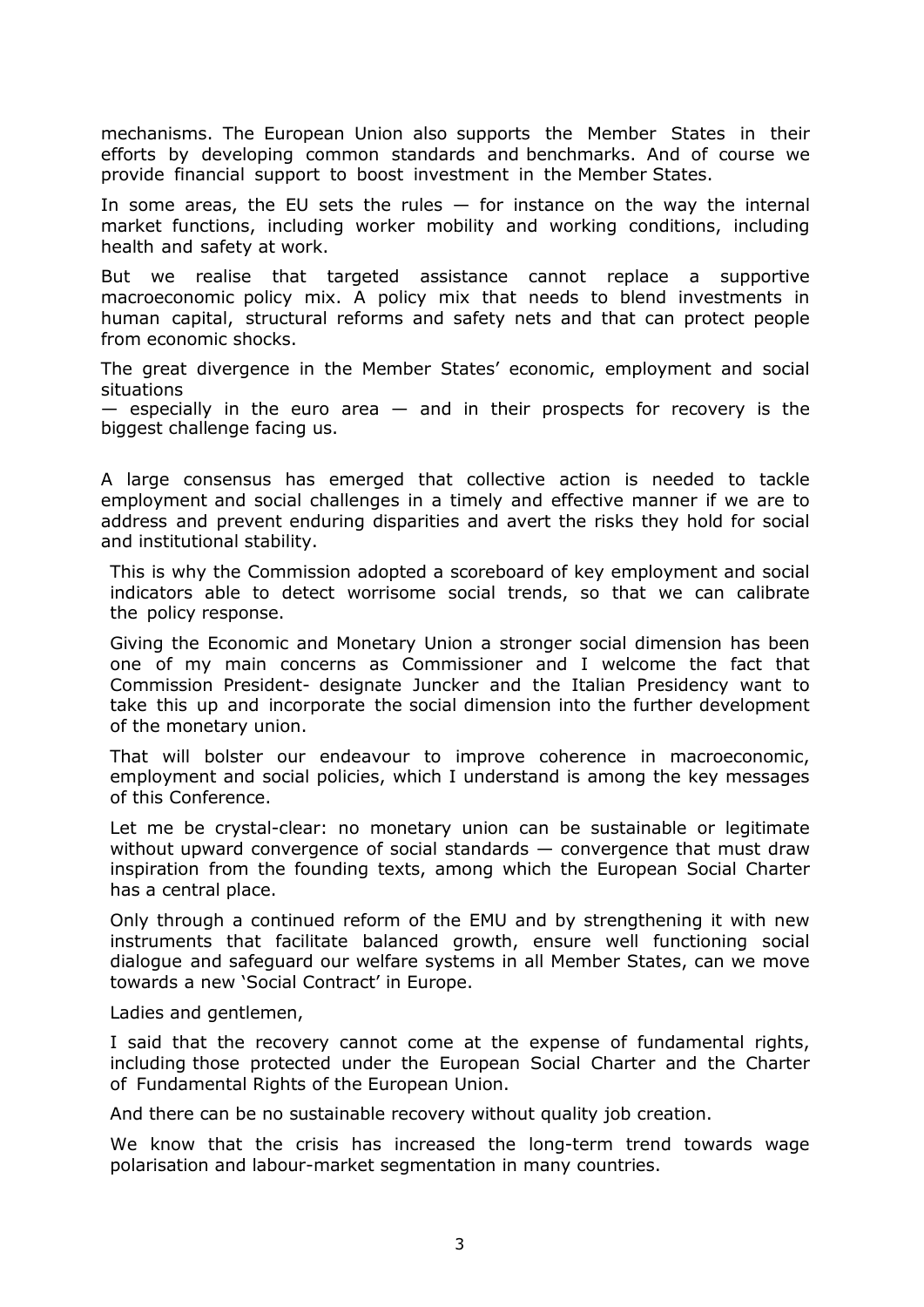mechanisms. The European Union also supports the Member States in their efforts by developing common standards and benchmarks. And of course we provide financial support to boost investment in the Member States.

In some areas, the EU sets the rules — for instance on the way the internal market functions, including worker mobility and working conditions, including health and safety at work.

But we realise that targeted assistance cannot replace a supportive macroeconomic policy mix. A policy mix that needs to blend investments in human capital, structural reforms and safety nets and that can protect people from economic shocks.

The great divergence in the Member States' economic, employment and social situations — especially in the euro area — and in their prospects for recovery is the biggest challenge facing us.

A large consensus has emerged that collective action is needed to tackle employment and social challenges in a timely and effective manner if we are to address and prevent enduring disparities and avert the risks they hold for social and institutional stability.

This is why the Commission adopted a scoreboard of key employment and social indicators able to detect worrisome social trends, so that we can calibrate the policy response.

Giving the Economic and Monetary Union a stronger social dimension has been one of my main concerns as Commissioner and I welcome the fact that Commission President- designate Juncker and the Italian Presidency want to take this up and incorporate the social dimension into the further development of the monetary union.

That will bolster our endeavour to improve coherence in macroeconomic, employment and social policies, which I understand is among the key messages of this Conference.

Let me be crystal-clear: no monetary union can be sustainable or legitimate without upward convergence of social standards — convergence that must draw inspiration from the founding texts, among which the European Social Charter has a central place.

Only through a continued reform of the EMU and by strengthening it with new instruments that facilitate balanced growth, ensure well functioning social dialogue and safeguard our welfare systems in all Member States, can we move towards a new 'Social Contract' in Europe.

Ladies and gentlemen,

I said that the recovery cannot come at the expense of fundamental rights, including those protected under the European Social Charter and the Charter of Fundamental Rights of the European Union.

And there can be no sustainable recovery without quality job creation.

We know that the crisis has increased the long-term trend towards wage polarisation and labour-market segmentation in many countries.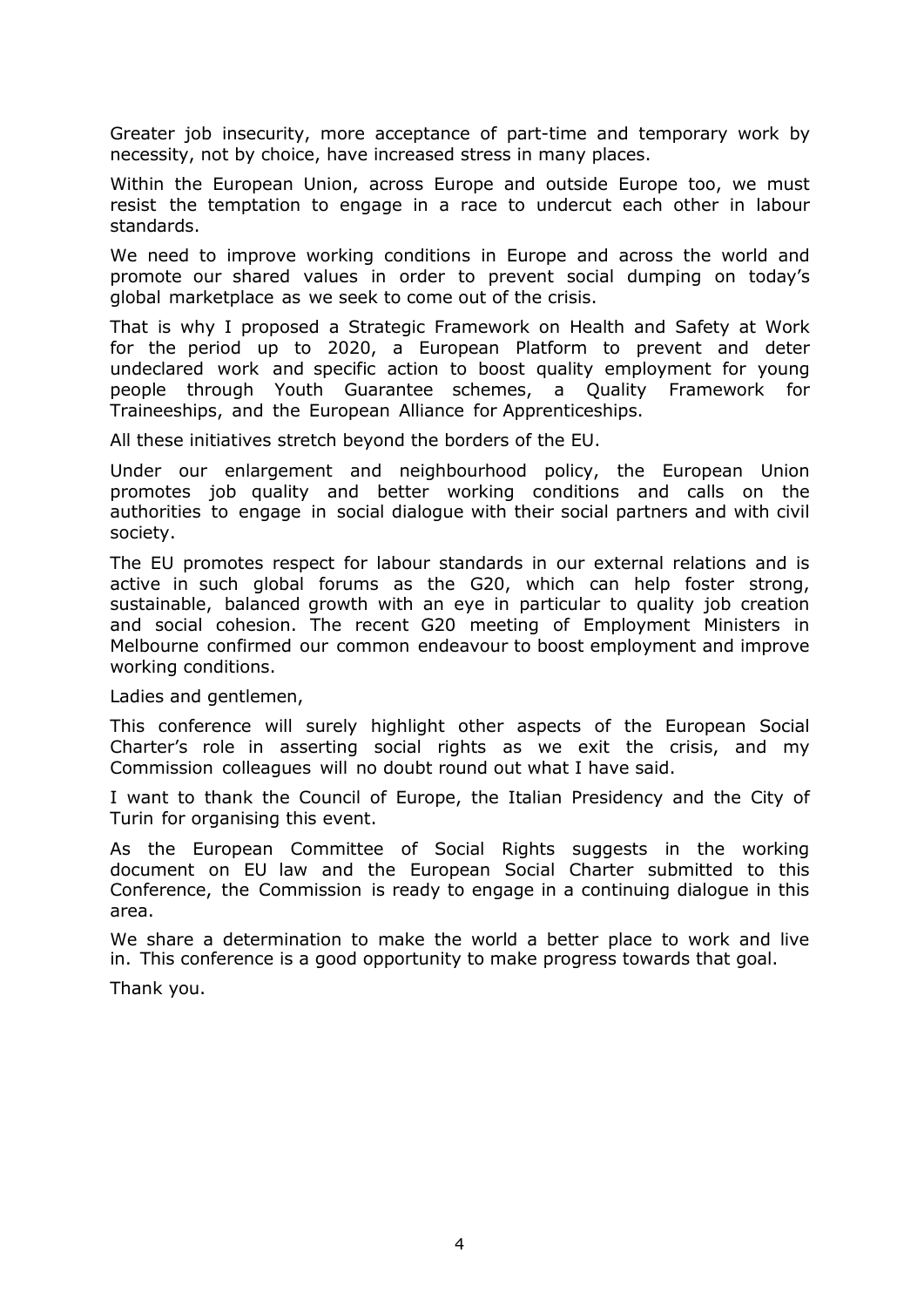Greater job insecurity, more acceptance of part-time and temporary work by necessity, not by choice, have increased stress in many places.

Within the European Union, across Europe and outside Europe too, we must resist the temptation to engage in a race to undercut each other in labour standards.

We need to improve working conditions in Europe and across the world and promote our shared values in order to prevent social dumping on today's global marketplace as we seek to come out of the crisis.

That is why I proposed a Strategic Framework on Health and Safety at Work for the period up to 2020, a European Platform to prevent and deter undeclared work and specific action to boost quality employment for young people through Youth Guarantee schemes, a Quality Framework for Traineeships, and the European Alliance for Apprenticeships.

All these initiatives stretch beyond the borders of the EU.

Under our enlargement and neighbourhood policy, the European Union promotes job quality and better working conditions and calls on the authorities to engage in social dialogue with their social partners and with civil society.

The EU promotes respect for labour standards in our external relations and is active in such global forums as the G20, which can help foster strong, sustainable, balanced growth with an eye in particular to quality job creation and social cohesion. The recent G20 meeting of Employment Ministers in Melbourne confirmed our common endeavour to boost employment and improve working conditions.

Ladies and gentlemen,

This conference will surely highlight other aspects of the European Social Charter's role in asserting social rights as we exit the crisis, and my Commission colleagues will no doubt round out what I have said.

I want to thank the Council of Europe, the Italian Presidency and the City of Turin for organising this event.

As the European Committee of Social Rights suggests in the working document on EU law and the European Social Charter submitted to this Conference, the Commission is ready to engage in a continuing dialogue in this area.

We share a determination to make the world a better place to work and live in. This conference is a good opportunity to make progress towards that goal.

Thank you.